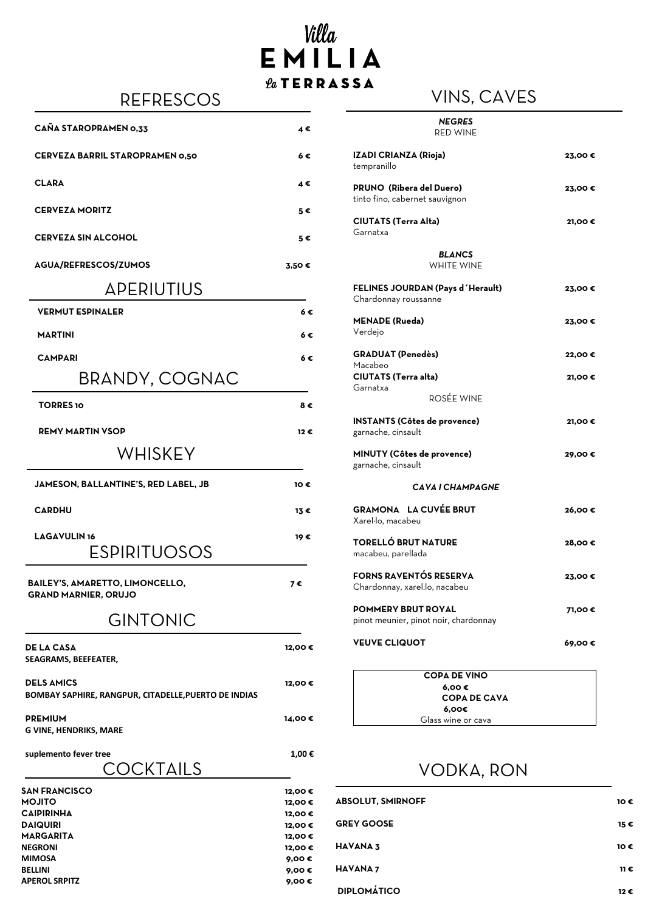# Villa EMILIA La TERRASSA

## REFRESCOS

| | |
|---|---|
| **CAÑA STAROPRAMEN 0,33** | **4 €** |
| **CERVEZA BARRIL STAROPRAMEN 0,50** | **6 €** |
| **CLARA** | **4 €** |
| **CERVEZA MORITZ** | **5 €** |
| **CERVEZA SIN ALCOHOL** | **5 €** |
| **AGUA/REFRESCOS/ZUMOS** | **3,50 €** |

## APERIUTIUS

| | |
|---|---|
| **VERMUT ESPINALER** | **6 €** |
| **MARTINI** | **6 €** |
| **CAMPARI** | **6 €** |

## BRANDY, COGNAC

| | |
|---|---|
| **TORRES 10** | **8 €** |
| **REMY MARTIN VSOP** | **12 €** |

## WHISKEY

| | |
|---|---|
| **JAMESON, BALLANTINE'S, RED LABEL, JB** | **10 €** |
| **CARDHU** | **13 €** |
| **LAGAVULIN 16** | **19 €** |

## ESPIRITUOSOS

| | |
|---|---|
| **BAILEY'S, AMARETTO, LIMONCELLO, GRAND MARNIER, ORUJO** | **7 €** |

## GINTONIC

| | |
|---|---|
| **DE LA CASA**<br>**SEAGRAMS, BEEFEATER,** | **12,00 €** |
| **DELS AMICS**<br>**BOMBAY SAPHIRE, RANGPUR, CITADELLE,PUERTO DE INDIAS** | **12,00 €** |
| **PREMIUM**<br>**G VINE, HENDRIKS, MARE** | **14,00 €** |
| **suplemento fever tree** | **1,00 €** |

## COCKTAILS

| | |
|---|---|
| **SAN FRANCISCO** | **12,00 €** |
| **MOJITO** | **12,00 €** |
| **CAIPIRINHA** | **12,00 €** |
| **DAIQUIRI** | **12,00 €** |
| **MARGARITA** | **12,00 €** |
| **NEGRONI** | **12,00 €** |
| **MIMOSA** | **9,00 €** |
| **BELLINI** | **9,00 €** |
| **APEROL SRPITZ** | **9,00 €** |

## VINS, CAVES

### *NEGRES*
RED WINE

| | |
|---|---|
| **IZADI CRIANZA (Rioja)**<br>tempranillo | **23,00 €** |
| **PRUNO (Ribera del Duero)**<br>tinto fino, cabernet sauvignon | **23,00 €** |
| **CIUTATS (Terra Alta)**<br>Garnatxa | **21,00 €** |

### *BLANCS*
WHITE WINE

| | |
|---|---|
| **FELINES JOURDAN (Pays d´Herault)**<br>Chardonnay roussanne | **23,00 €** |
| **MENADE (Rueda)**<br>Verdejo | **23,00 €** |
| **GRADUAT (Penedès)**<br>Macabeo | **22,00 €** |
| **CIUTATS (Terra alta)**<br>Garnatxa | **21,00 €** |

### ROSÉE WINE

| | |
|---|---|
| **INSTANTS (Côtes de provence)**<br>garnache, cinsault | **21,00 €** |
| **MINUTY (Côtes de provence)**<br>garnache, cinsault | **29,00 €** |

### *CAVA I CHAMPAGNE*

| | |
|---|---|
| **GRAMONA LA CUVÉE BRUT**<br>Xarel·lo, macabeu | **26,00 €** |
| **TORELLÓ BRUT NATURE**<br>macabeu, parellada | **28,00 €** |
| **FORNS RAVENTÓS RESERVA**<br>Chardonnay, xarel.lo, nacabeu | **23,00 €** |
| **POMMERY BRUT ROYAL**<br>pinot meunier, pinot noir, chardonnay | **71,00 €** |
| **VEUVE CLIQUOT** | **69,00 €** |

**COPA DE VINO**
**6,00 €**
**COPA DE CAVA**
**6,00€**
Glass wine or cava

## VODKA, RON

| | |
|---|---|
| **ABSOLUT, SMIRNOFF** | **10 €** |
| **GREY GOOSE** | **15 €** |
| **HAVANA 3** | **10 €** |
| **HAVANA 7** | **11 €** |
| **DIPLOMÁTICO** | **12 €** |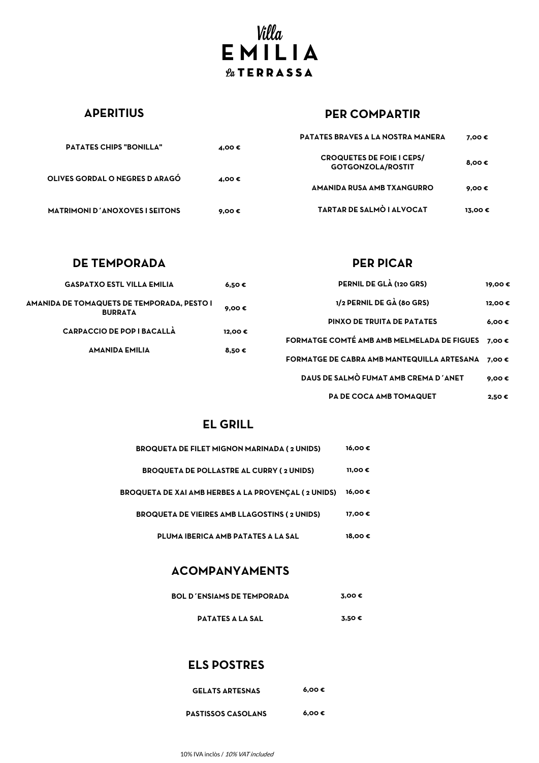# Villa EMILIA La TERRASSA

## APERITIUS

| | |
|---|---|
| PATATES CHIPS "BONILLA" | 4,00 € |
| OLIVES GORDAL O NEGRES D ARAGÓ | 4,00 € |
| MATRIMONI D´ANOXOVES I SEITONS | 9,00 € |

## PER COMPARTIR

| | |
|---|---|
| PATATES BRAVES A LA NOSTRA MANERA | 7,00 € |
| CROQUETES DE FOIE I CEPS/ GOTGONZOLA/ROSTIT | 8,00 € |
| AMANIDA RUSA AMB TXANGURRO | 9,00 € |
| TARTAR DE SALMÒ I ALVOCAT | 13,00 € |

## DE TEMPORADA

| | |
|---|---|
| GASPATXO ESTL VILLA EMILIA | 6,50 € |
| AMANIDA DE TOMAQUETS DE TEMPORADA, PESTO I BURRATA | 9,00 € |
| CARPACCIO DE POP I BACALLÀ | 12,00 € |
| AMANIDA EMILIA | 8,50 € |

## PER PICAR

| | |
|---|---|
| PERNIL DE GLÀ (120 GRS) | 19,00 € |
| 1/2 PERNIL DE GÀ (80 GRS) | 12,00 € |
| PINXO DE TRUITA DE PATATES | 6,00 € |
| FORMATGE COMTÉ AMB AMB MELMELADA DE FIGUES | 7,00 € |
| FORMATGE DE CABRA AMB MANTEQUILLA ARTESANA | 7,00 € |
| DAUS DE SALMÒ FUMAT AMB CREMA D´ANET | 9,00 € |
| PA DE COCA AMB TOMAQUET | 2,50 € |

## EL GRILL

| | |
|---|---|
| BROQUETA DE FILET MIGNON MARINADA ( 2 UNIDS) | 16,00 € |
| BROQUETA DE POLLASTRE AL CURRY ( 2 UNIDS) | 11,00 € |
| BROQUETA DE XAI AMB HERBES A LA PROVENÇAL ( 2 UNIDS) | 16,00 € |
| BROQUETA DE VIEIRES AMB LLAGOSTINS ( 2 UNIDS) | 17,00 € |
| PLUMA IBERICA AMB PATATES A LA SAL | 18,00 € |

## ACOMPANYAMENTS

| | |
|---|---|
| BOL D´ENSIAMS DE TEMPORADA | 3,00 € |
| PATATES A LA SAL | 3,50 € |

## ELS POSTRES

| | |
|---|---|
| GELATS ARTESNAS | 6,00 € |
| PASTISSOS CASOLANS | 6,00 € |

10% IVA inclòs / *10% VAT included*